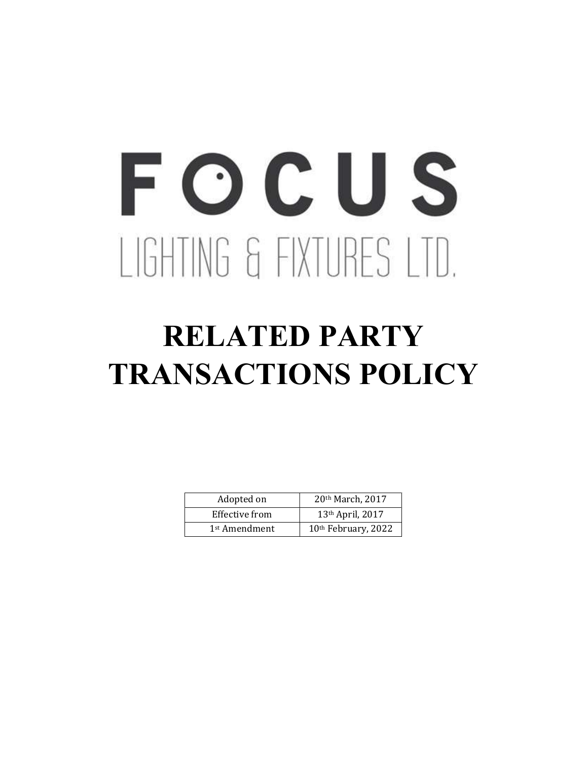# FOCUS

LIGHTING & FIXTURES LTD.

# RELATED PARTY TRANSACTIONS POLICY

| | |
|---|---|
| Adopted on | 20th March, 2017 |
| Effective from | 13th April, 2017 |
| 1st Amendment | 10th February, 2022 |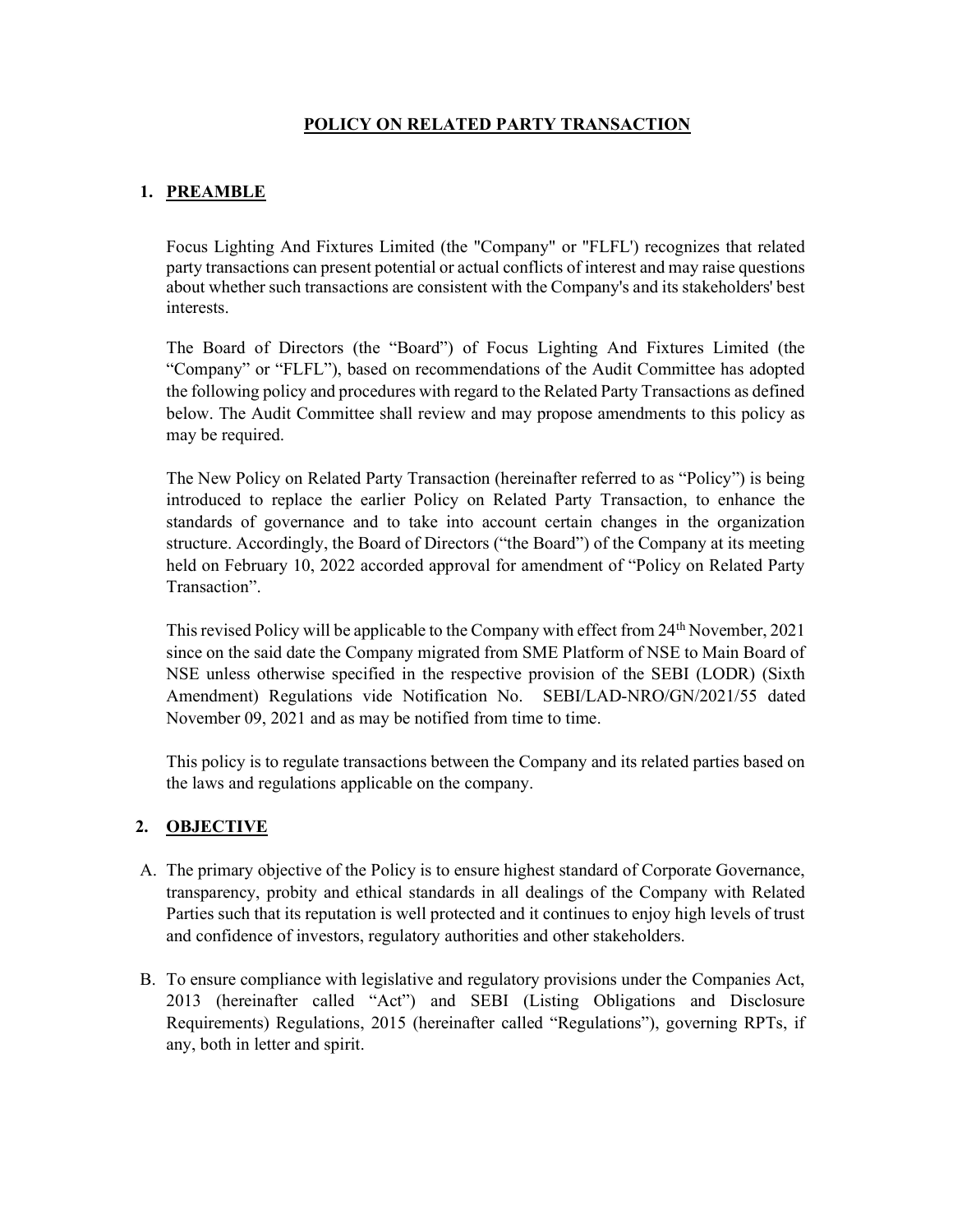# POLICY ON RELATED PARTY TRANSACTION

## 1. PREAMBLE

Focus Lighting And Fixtures Limited (the "Company" or "FLFL') recognizes that related party transactions can present potential or actual conflicts of interest and may raise questions about whether such transactions are consistent with the Company's and its stakeholders' best interests.

The Board of Directors (the "Board") of Focus Lighting And Fixtures Limited (the "Company" or "FLFL"), based on recommendations of the Audit Committee has adopted the following policy and procedures with regard to the Related Party Transactions as defined below. The Audit Committee shall review and may propose amendments to this policy as may be required.

The New Policy on Related Party Transaction (hereinafter referred to as "Policy") is being introduced to replace the earlier Policy on Related Party Transaction, to enhance the standards of governance and to take into account certain changes in the organization structure. Accordingly, the Board of Directors ("the Board") of the Company at its meeting held on February 10, 2022 accorded approval for amendment of "Policy on Related Party Transaction".

This revised Policy will be applicable to the Company with effect from 24th November, 2021 since on the said date the Company migrated from SME Platform of NSE to Main Board of NSE unless otherwise specified in the respective provision of the SEBI (LODR) (Sixth Amendment) Regulations vide Notification No. SEBI/LAD-NRO/GN/2021/55 dated November 09, 2021 and as may be notified from time to time.

This policy is to regulate transactions between the Company and its related parties based on the laws and regulations applicable on the company.

## 2. OBJECTIVE

A. The primary objective of the Policy is to ensure highest standard of Corporate Governance, transparency, probity and ethical standards in all dealings of the Company with Related Parties such that its reputation is well protected and it continues to enjoy high levels of trust and confidence of investors, regulatory authorities and other stakeholders.

B. To ensure compliance with legislative and regulatory provisions under the Companies Act, 2013 (hereinafter called "Act") and SEBI (Listing Obligations and Disclosure Requirements) Regulations, 2015 (hereinafter called "Regulations"), governing RPTs, if any, both in letter and spirit.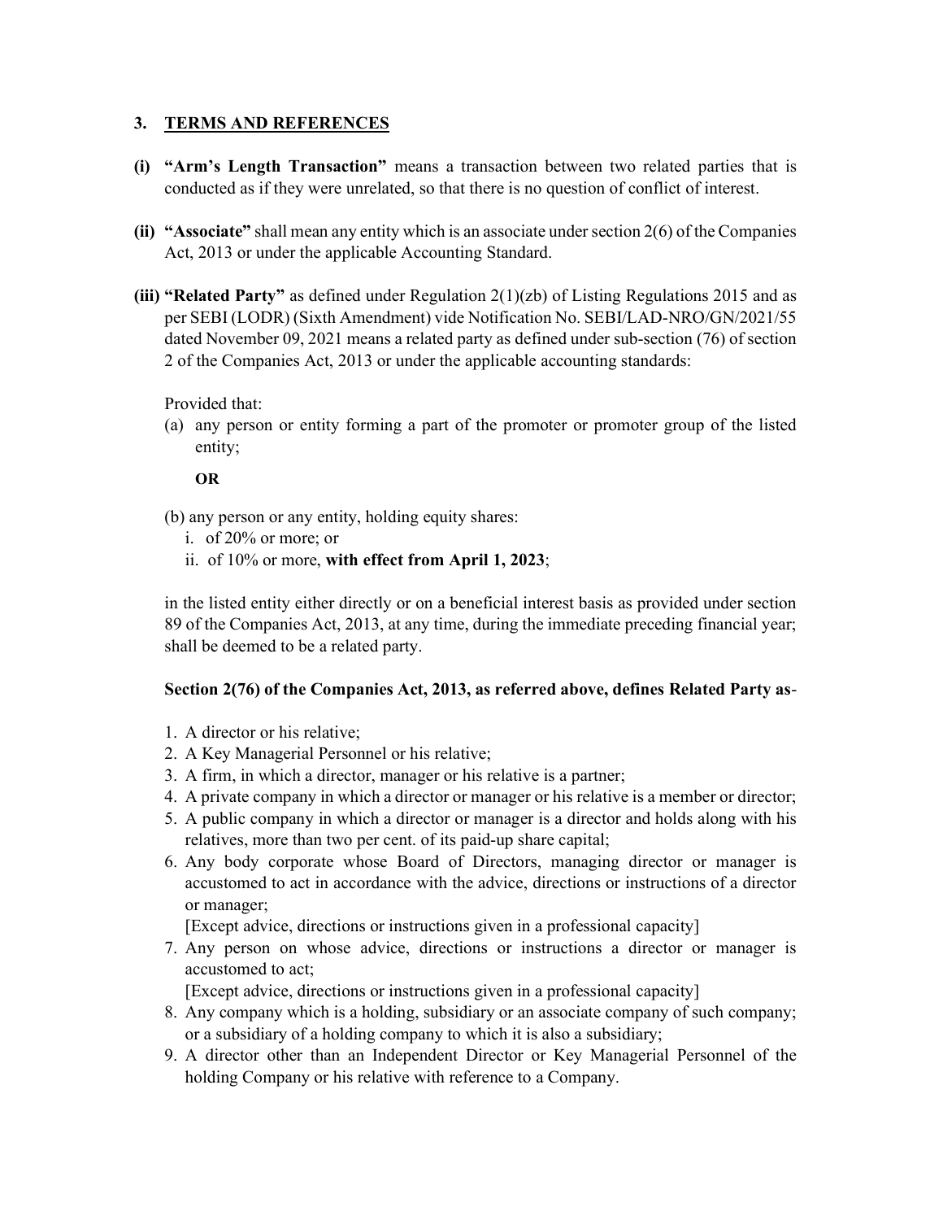## 3. TERMS AND REFERENCES

**(i) "Arm's Length Transaction"** means a transaction between two related parties that is conducted as if they were unrelated, so that there is no question of conflict of interest.

**(ii) "Associate"** shall mean any entity which is an associate under section 2(6) of the Companies Act, 2013 or under the applicable Accounting Standard.

**(iii) "Related Party"** as defined under Regulation 2(1)(zb) of Listing Regulations 2015 and as per SEBI (LODR) (Sixth Amendment) vide Notification No. SEBI/LAD-NRO/GN/2021/55 dated November 09, 2021 means a related party as defined under sub-section (76) of section 2 of the Companies Act, 2013 or under the applicable accounting standards:

Provided that:

(a) any person or entity forming a part of the promoter or promoter group of the listed entity;

**OR**

(b) any person or any entity, holding equity shares:
   i. of 20% or more; or
   ii. of 10% or more, **with effect from April 1, 2023**;

in the listed entity either directly or on a beneficial interest basis as provided under section 89 of the Companies Act, 2013, at any time, during the immediate preceding financial year; shall be deemed to be a related party.

**Section 2(76) of the Companies Act, 2013, as referred above, defines Related Party as-**

1. A director or his relative;
2. A Key Managerial Personnel or his relative;
3. A firm, in which a director, manager or his relative is a partner;
4. A private company in which a director or manager or his relative is a member or director;
5. A public company in which a director or manager is a director and holds along with his relatives, more than two per cent. of its paid-up share capital;
6. Any body corporate whose Board of Directors, managing director or manager is accustomed to act in accordance with the advice, directions or instructions of a director or manager;
   [Except advice, directions or instructions given in a professional capacity]
7. Any person on whose advice, directions or instructions a director or manager is accustomed to act;
   [Except advice, directions or instructions given in a professional capacity]
8. Any company which is a holding, subsidiary or an associate company of such company; or a subsidiary of a holding company to which it is also a subsidiary;
9. A director other than an Independent Director or Key Managerial Personnel of the holding Company or his relative with reference to a Company.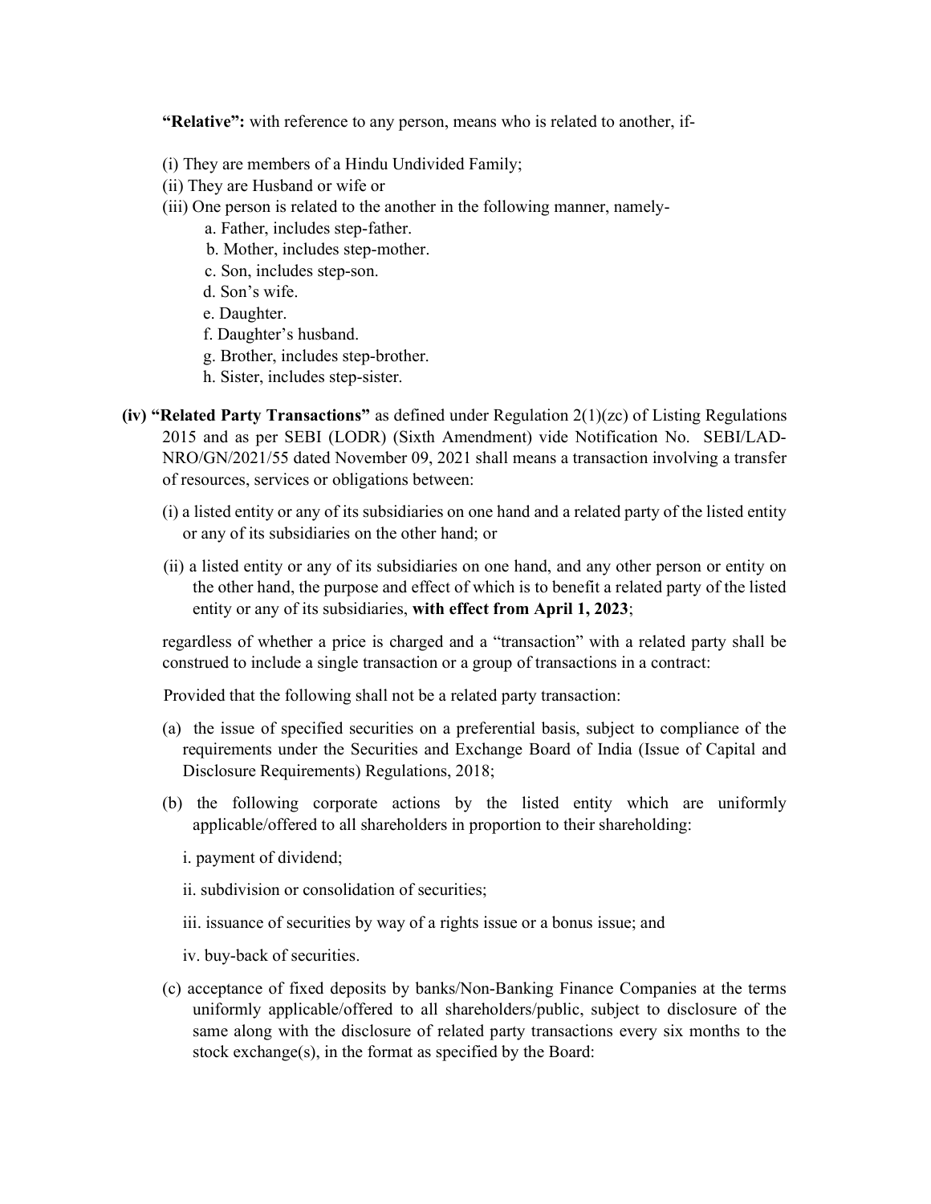**"Relative":** with reference to any person, means who is related to another, if-

(i) They are members of a Hindu Undivided Family;
(ii) They are Husband or wife or
(iii) One person is related to the another in the following manner, namely-
  a. Father, includes step-father.
  b. Mother, includes step-mother.
  c. Son, includes step-son.
  d. Son's wife.
  e. Daughter.
  f. Daughter's husband.
  g. Brother, includes step-brother.
  h. Sister, includes step-sister.

**(iv) "Related Party Transactions"** as defined under Regulation 2(1)(zc) of Listing Regulations 2015 and as per SEBI (LODR) (Sixth Amendment) vide Notification No. SEBI/LAD-NRO/GN/2021/55 dated November 09, 2021 shall means a transaction involving a transfer of resources, services or obligations between:

(i) a listed entity or any of its subsidiaries on one hand and a related party of the listed entity or any of its subsidiaries on the other hand; or

(ii) a listed entity or any of its subsidiaries on one hand, and any other person or entity on the other hand, the purpose and effect of which is to benefit a related party of the listed entity or any of its subsidiaries, **with effect from April 1, 2023**;

regardless of whether a price is charged and a "transaction" with a related party shall be construed to include a single transaction or a group of transactions in a contract:

Provided that the following shall not be a related party transaction:

(a) the issue of specified securities on a preferential basis, subject to compliance of the requirements under the Securities and Exchange Board of India (Issue of Capital and Disclosure Requirements) Regulations, 2018;

(b) the following corporate actions by the listed entity which are uniformly applicable/offered to all shareholders in proportion to their shareholding:

i. payment of dividend;

ii. subdivision or consolidation of securities;

iii. issuance of securities by way of a rights issue or a bonus issue; and

iv. buy-back of securities.

(c) acceptance of fixed deposits by banks/Non-Banking Finance Companies at the terms uniformly applicable/offered to all shareholders/public, subject to disclosure of the same along with the disclosure of related party transactions every six months to the stock exchange(s), in the format as specified by the Board: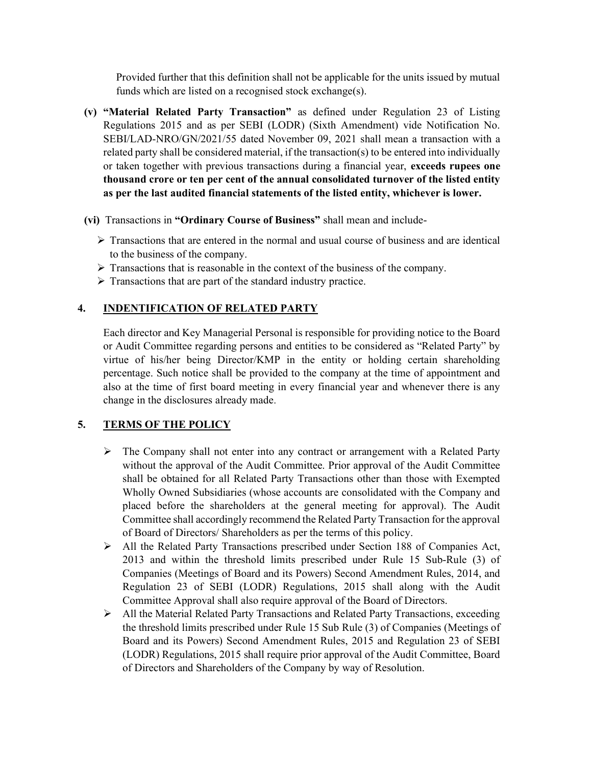Provided further that this definition shall not be applicable for the units issued by mutual funds which are listed on a recognised stock exchange(s).

**(v) "Material Related Party Transaction"** as defined under Regulation 23 of Listing Regulations 2015 and as per SEBI (LODR) (Sixth Amendment) vide Notification No. SEBI/LAD-NRO/GN/2021/55 dated November 09, 2021 shall mean a transaction with a related party shall be considered material, if the transaction(s) to be entered into individually or taken together with previous transactions during a financial year, **exceeds rupees one thousand crore or ten per cent of the annual consolidated turnover of the listed entity as per the last audited financial statements of the listed entity, whichever is lower.**

**(vi)** Transactions in **"Ordinary Course of Business"** shall mean and include-

- Transactions that are entered in the normal and usual course of business and are identical to the business of the company.
- Transactions that is reasonable in the context of the business of the company.
- Transactions that are part of the standard industry practice.

## 4. INDENTIFICATION OF RELATED PARTY

Each director and Key Managerial Personal is responsible for providing notice to the Board or Audit Committee regarding persons and entities to be considered as "Related Party" by virtue of his/her being Director/KMP in the entity or holding certain shareholding percentage. Such notice shall be provided to the company at the time of appointment and also at the time of first board meeting in every financial year and whenever there is any change in the disclosures already made.

## 5. TERMS OF THE POLICY

- The Company shall not enter into any contract or arrangement with a Related Party without the approval of the Audit Committee. Prior approval of the Audit Committee shall be obtained for all Related Party Transactions other than those with Exempted Wholly Owned Subsidiaries (whose accounts are consolidated with the Company and placed before the shareholders at the general meeting for approval). The Audit Committee shall accordingly recommend the Related Party Transaction for the approval of Board of Directors/ Shareholders as per the terms of this policy.
- All the Related Party Transactions prescribed under Section 188 of Companies Act, 2013 and within the threshold limits prescribed under Rule 15 Sub-Rule (3) of Companies (Meetings of Board and its Powers) Second Amendment Rules, 2014, and Regulation 23 of SEBI (LODR) Regulations, 2015 shall along with the Audit Committee Approval shall also require approval of the Board of Directors.
- All the Material Related Party Transactions and Related Party Transactions, exceeding the threshold limits prescribed under Rule 15 Sub Rule (3) of Companies (Meetings of Board and its Powers) Second Amendment Rules, 2015 and Regulation 23 of SEBI (LODR) Regulations, 2015 shall require prior approval of the Audit Committee, Board of Directors and Shareholders of the Company by way of Resolution.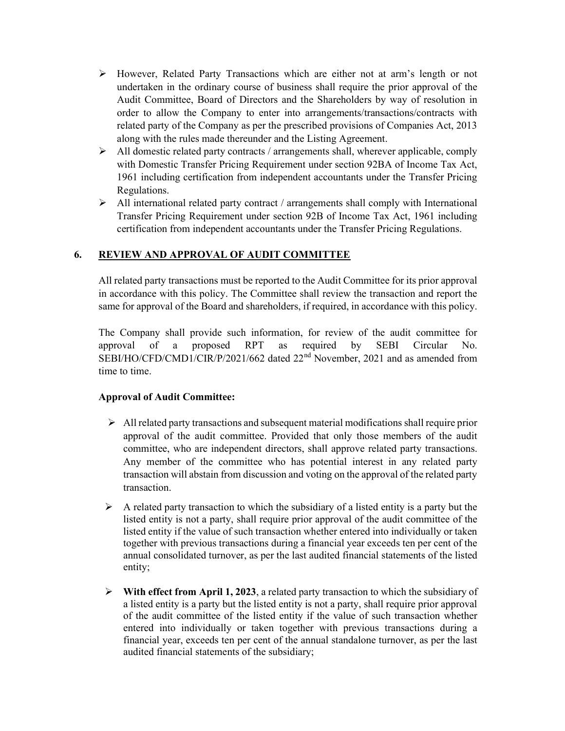- However, Related Party Transactions which are either not at arm's length or not undertaken in the ordinary course of business shall require the prior approval of the Audit Committee, Board of Directors and the Shareholders by way of resolution in order to allow the Company to enter into arrangements/transactions/contracts with related party of the Company as per the prescribed provisions of Companies Act, 2013 along with the rules made thereunder and the Listing Agreement.
- All domestic related party contracts / arrangements shall, wherever applicable, comply with Domestic Transfer Pricing Requirement under section 92BA of Income Tax Act, 1961 including certification from independent accountants under the Transfer Pricing Regulations.
- All international related party contract / arrangements shall comply with International Transfer Pricing Requirement under section 92B of Income Tax Act, 1961 including certification from independent accountants under the Transfer Pricing Regulations.

## 6. REVIEW AND APPROVAL OF AUDIT COMMITTEE

All related party transactions must be reported to the Audit Committee for its prior approval in accordance with this policy. The Committee shall review the transaction and report the same for approval of the Board and shareholders, if required, in accordance with this policy.

The Company shall provide such information, for review of the audit committee for approval of a proposed RPT as required by SEBI Circular No. SEBI/HO/CFD/CMD1/CIR/P/2021/662 dated 22nd November, 2021 and as amended from time to time.

**Approval of Audit Committee:**

- All related party transactions and subsequent material modifications shall require prior approval of the audit committee. Provided that only those members of the audit committee, who are independent directors, shall approve related party transactions. Any member of the committee who has potential interest in any related party transaction will abstain from discussion and voting on the approval of the related party transaction.
- A related party transaction to which the subsidiary of a listed entity is a party but the listed entity is not a party, shall require prior approval of the audit committee of the listed entity if the value of such transaction whether entered into individually or taken together with previous transactions during a financial year exceeds ten per cent of the annual consolidated turnover, as per the last audited financial statements of the listed entity;
- **With effect from April 1, 2023**, a related party transaction to which the subsidiary of a listed entity is a party but the listed entity is not a party, shall require prior approval of the audit committee of the listed entity if the value of such transaction whether entered into individually or taken together with previous transactions during a financial year, exceeds ten per cent of the annual standalone turnover, as per the last audited financial statements of the subsidiary;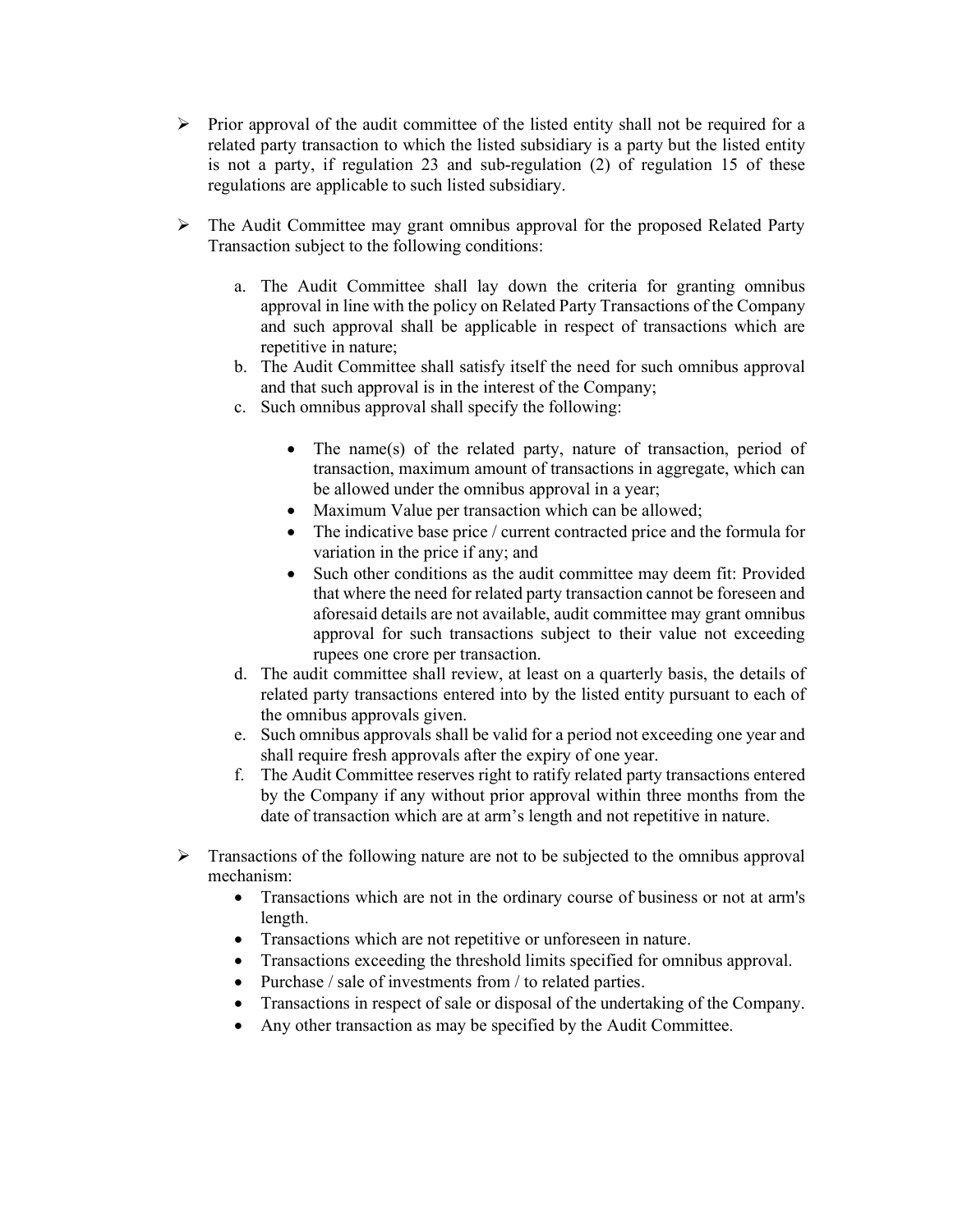- Prior approval of the audit committee of the listed entity shall not be required for a related party transaction to which the listed subsidiary is a party but the listed entity is not a party, if regulation 23 and sub-regulation (2) of regulation 15 of these regulations are applicable to such listed subsidiary.

- The Audit Committee may grant omnibus approval for the proposed Related Party Transaction subject to the following conditions:

  a. The Audit Committee shall lay down the criteria for granting omnibus approval in line with the policy on Related Party Transactions of the Company and such approval shall be applicable in respect of transactions which are repetitive in nature;
  b. The Audit Committee shall satisfy itself the need for such omnibus approval and that such approval is in the interest of the Company;
  c. Such omnibus approval shall specify the following:

     - The name(s) of the related party, nature of transaction, period of transaction, maximum amount of transactions in aggregate, which can be allowed under the omnibus approval in a year;
     - Maximum Value per transaction which can be allowed;
     - The indicative base price / current contracted price and the formula for variation in the price if any; and
     - Such other conditions as the audit committee may deem fit: Provided that where the need for related party transaction cannot be foreseen and aforesaid details are not available, audit committee may grant omnibus approval for such transactions subject to their value not exceeding rupees one crore per transaction.

  d. The audit committee shall review, at least on a quarterly basis, the details of related party transactions entered into by the listed entity pursuant to each of the omnibus approvals given.
  e. Such omnibus approvals shall be valid for a period not exceeding one year and shall require fresh approvals after the expiry of one year.
  f. The Audit Committee reserves right to ratify related party transactions entered by the Company if any without prior approval within three months from the date of transaction which are at arm's length and not repetitive in nature.

- Transactions of the following nature are not to be subjected to the omnibus approval mechanism:
  - Transactions which are not in the ordinary course of business or not at arm's length.
  - Transactions which are not repetitive or unforeseen in nature.
  - Transactions exceeding the threshold limits specified for omnibus approval.
  - Purchase / sale of investments from / to related parties.
  - Transactions in respect of sale or disposal of the undertaking of the Company.
  - Any other transaction as may be specified by the Audit Committee.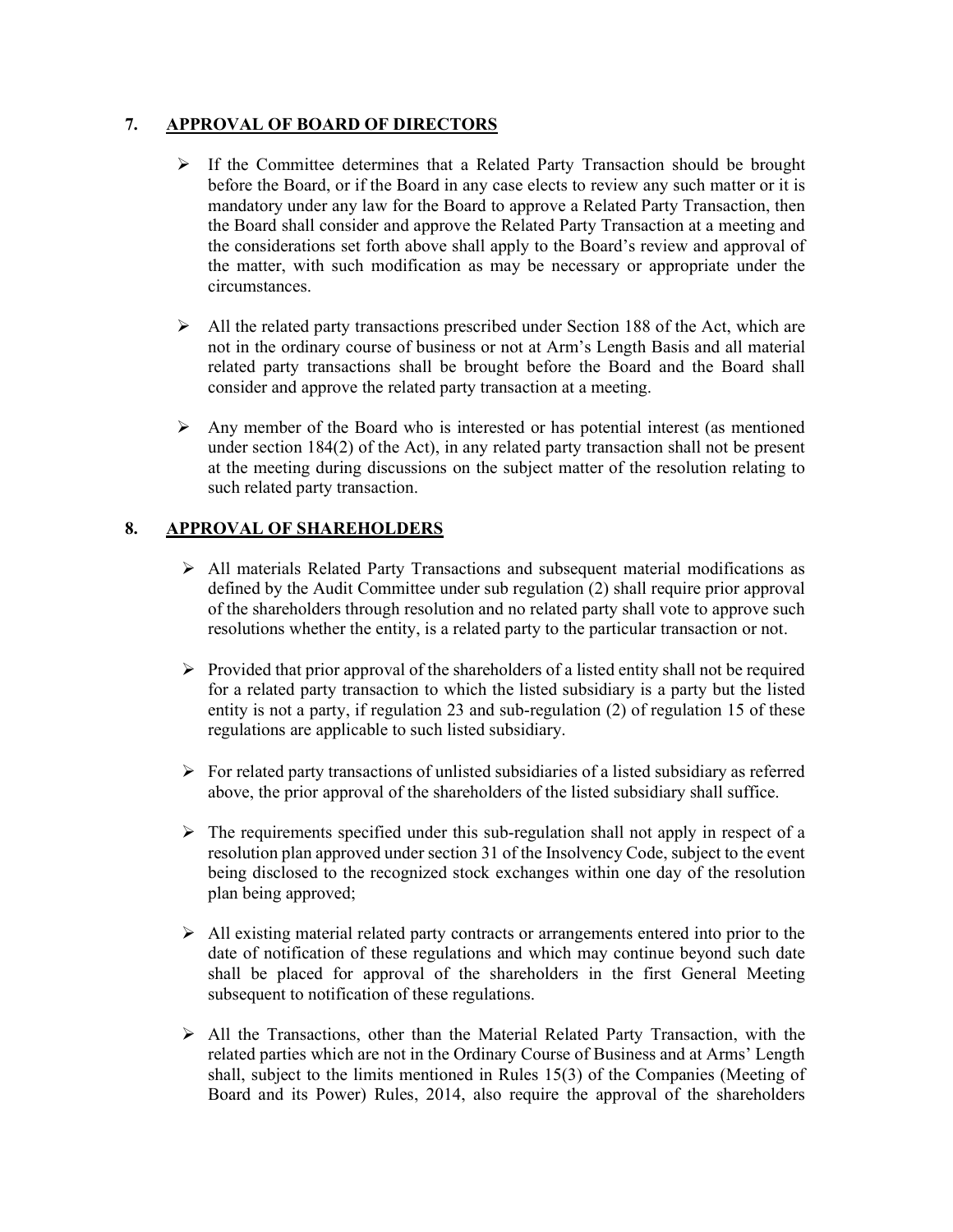## 7. APPROVAL OF BOARD OF DIRECTORS

- If the Committee determines that a Related Party Transaction should be brought before the Board, or if the Board in any case elects to review any such matter or it is mandatory under any law for the Board to approve a Related Party Transaction, then the Board shall consider and approve the Related Party Transaction at a meeting and the considerations set forth above shall apply to the Board's review and approval of the matter, with such modification as may be necessary or appropriate under the circumstances.

- All the related party transactions prescribed under Section 188 of the Act, which are not in the ordinary course of business or not at Arm's Length Basis and all material related party transactions shall be brought before the Board and the Board shall consider and approve the related party transaction at a meeting.

- Any member of the Board who is interested or has potential interest (as mentioned under section 184(2) of the Act), in any related party transaction shall not be present at the meeting during discussions on the subject matter of the resolution relating to such related party transaction.

## 8. APPROVAL OF SHAREHOLDERS

- All materials Related Party Transactions and subsequent material modifications as defined by the Audit Committee under sub regulation (2) shall require prior approval of the shareholders through resolution and no related party shall vote to approve such resolutions whether the entity, is a related party to the particular transaction or not.

- Provided that prior approval of the shareholders of a listed entity shall not be required for a related party transaction to which the listed subsidiary is a party but the listed entity is not a party, if regulation 23 and sub-regulation (2) of regulation 15 of these regulations are applicable to such listed subsidiary.

- For related party transactions of unlisted subsidiaries of a listed subsidiary as referred above, the prior approval of the shareholders of the listed subsidiary shall suffice.

- The requirements specified under this sub-regulation shall not apply in respect of a resolution plan approved under section 31 of the Insolvency Code, subject to the event being disclosed to the recognized stock exchanges within one day of the resolution plan being approved;

- All existing material related party contracts or arrangements entered into prior to the date of notification of these regulations and which may continue beyond such date shall be placed for approval of the shareholders in the first General Meeting subsequent to notification of these regulations.

- All the Transactions, other than the Material Related Party Transaction, with the related parties which are not in the Ordinary Course of Business and at Arms' Length shall, subject to the limits mentioned in Rules 15(3) of the Companies (Meeting of Board and its Power) Rules, 2014, also require the approval of the shareholders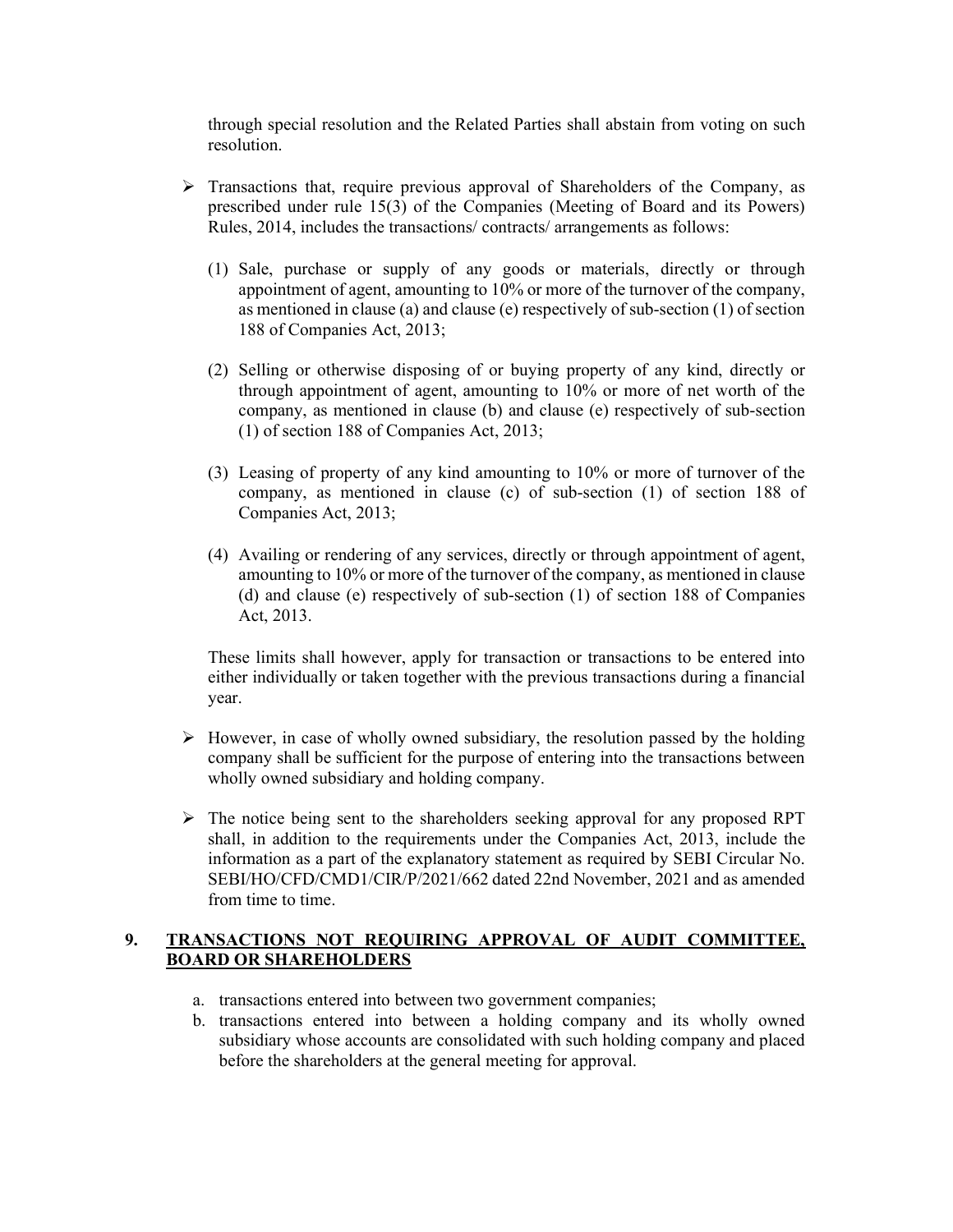through special resolution and the Related Parties shall abstain from voting on such resolution.

- Transactions that, require previous approval of Shareholders of the Company, as prescribed under rule 15(3) of the Companies (Meeting of Board and its Powers) Rules, 2014, includes the transactions/ contracts/ arrangements as follows:

  (1) Sale, purchase or supply of any goods or materials, directly or through appointment of agent, amounting to 10% or more of the turnover of the company, as mentioned in clause (a) and clause (e) respectively of sub-section (1) of section 188 of Companies Act, 2013;

  (2) Selling or otherwise disposing of or buying property of any kind, directly or through appointment of agent, amounting to 10% or more of net worth of the company, as mentioned in clause (b) and clause (e) respectively of sub-section (1) of section 188 of Companies Act, 2013;

  (3) Leasing of property of any kind amounting to 10% or more of turnover of the company, as mentioned in clause (c) of sub-section (1) of section 188 of Companies Act, 2013;

  (4) Availing or rendering of any services, directly or through appointment of agent, amounting to 10% or more of the turnover of the company, as mentioned in clause (d) and clause (e) respectively of sub-section (1) of section 188 of Companies Act, 2013.

  These limits shall however, apply for transaction or transactions to be entered into either individually or taken together with the previous transactions during a financial year.

- However, in case of wholly owned subsidiary, the resolution passed by the holding company shall be sufficient for the purpose of entering into the transactions between wholly owned subsidiary and holding company.

- The notice being sent to the shareholders seeking approval for any proposed RPT shall, in addition to the requirements under the Companies Act, 2013, include the information as a part of the explanatory statement as required by SEBI Circular No. SEBI/HO/CFD/CMD1/CIR/P/2021/662 dated 22nd November, 2021 and as amended from time to time.

## 9. TRANSACTIONS NOT REQUIRING APPROVAL OF AUDIT COMMITTEE, BOARD OR SHAREHOLDERS

a. transactions entered into between two government companies;

b. transactions entered into between a holding company and its wholly owned subsidiary whose accounts are consolidated with such holding company and placed before the shareholders at the general meeting for approval.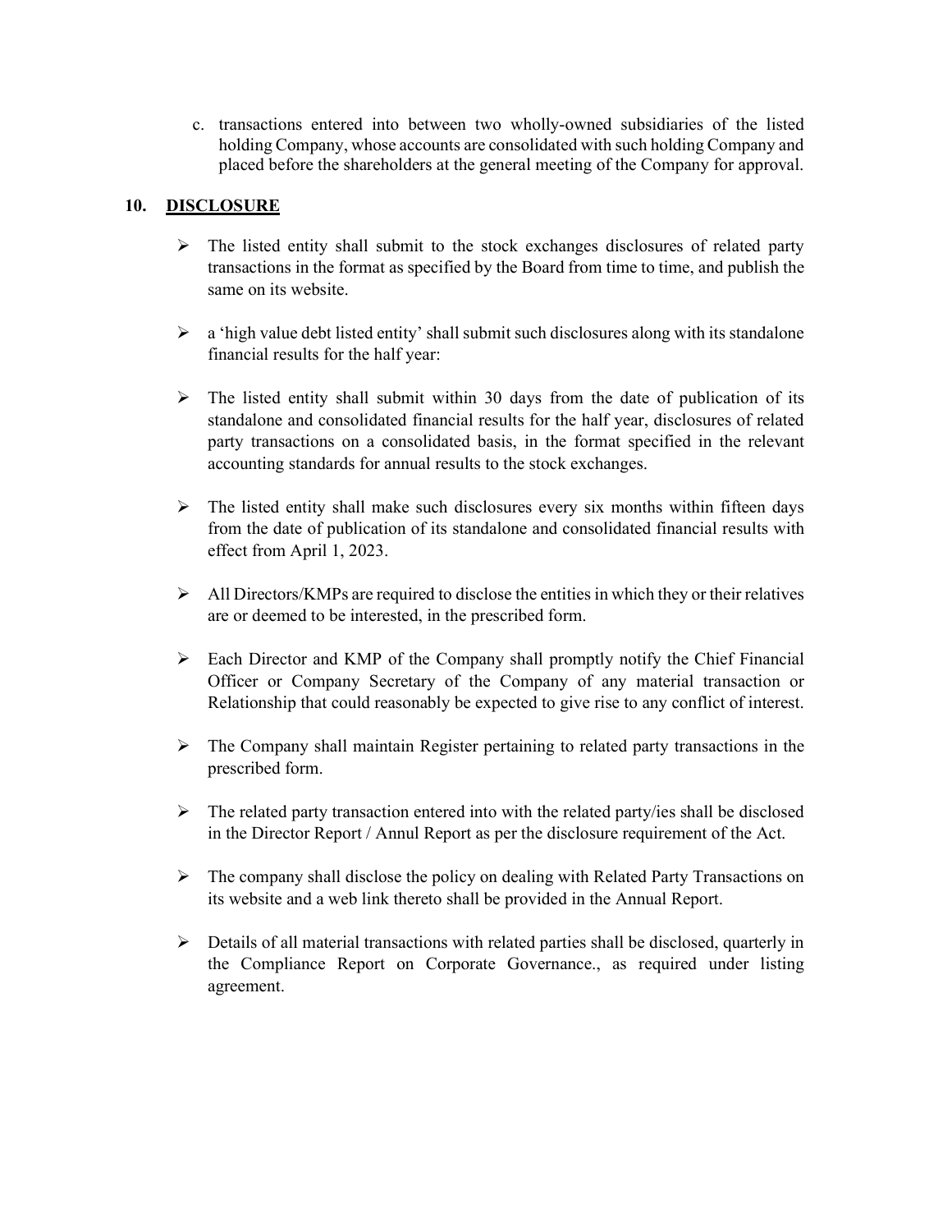c. transactions entered into between two wholly-owned subsidiaries of the listed holding Company, whose accounts are consolidated with such holding Company and placed before the shareholders at the general meeting of the Company for approval.

## 10. DISCLOSURE

- The listed entity shall submit to the stock exchanges disclosures of related party transactions in the format as specified by the Board from time to time, and publish the same on its website.

- a 'high value debt listed entity' shall submit such disclosures along with its standalone financial results for the half year:

- The listed entity shall submit within 30 days from the date of publication of its standalone and consolidated financial results for the half year, disclosures of related party transactions on a consolidated basis, in the format specified in the relevant accounting standards for annual results to the stock exchanges.

- The listed entity shall make such disclosures every six months within fifteen days from the date of publication of its standalone and consolidated financial results with effect from April 1, 2023.

- All Directors/KMPs are required to disclose the entities in which they or their relatives are or deemed to be interested, in the prescribed form.

- Each Director and KMP of the Company shall promptly notify the Chief Financial Officer or Company Secretary of the Company of any material transaction or Relationship that could reasonably be expected to give rise to any conflict of interest.

- The Company shall maintain Register pertaining to related party transactions in the prescribed form.

- The related party transaction entered into with the related party/ies shall be disclosed in the Director Report / Annul Report as per the disclosure requirement of the Act.

- The company shall disclose the policy on dealing with Related Party Transactions on its website and a web link thereto shall be provided in the Annual Report.

- Details of all material transactions with related parties shall be disclosed, quarterly in the Compliance Report on Corporate Governance., as required under listing agreement.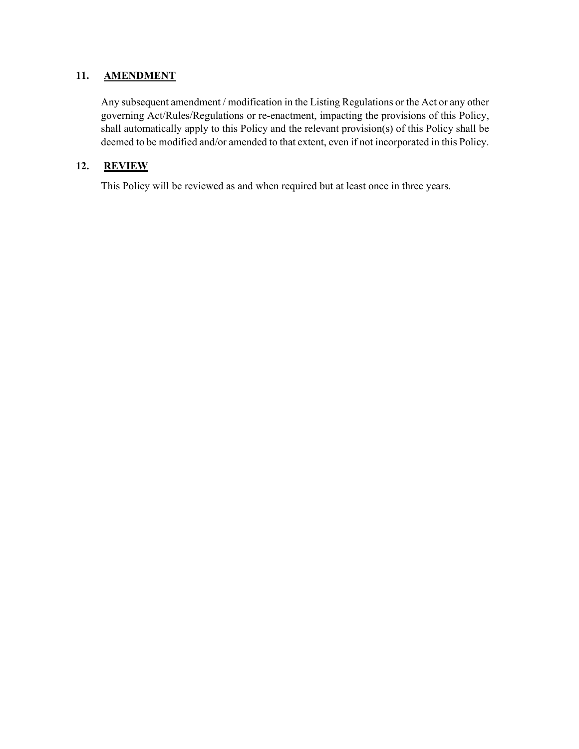## 11. AMENDMENT

Any subsequent amendment / modification in the Listing Regulations or the Act or any other governing Act/Rules/Regulations or re-enactment, impacting the provisions of this Policy, shall automatically apply to this Policy and the relevant provision(s) of this Policy shall be deemed to be modified and/or amended to that extent, even if not incorporated in this Policy.

## 12. REVIEW

This Policy will be reviewed as and when required but at least once in three years.